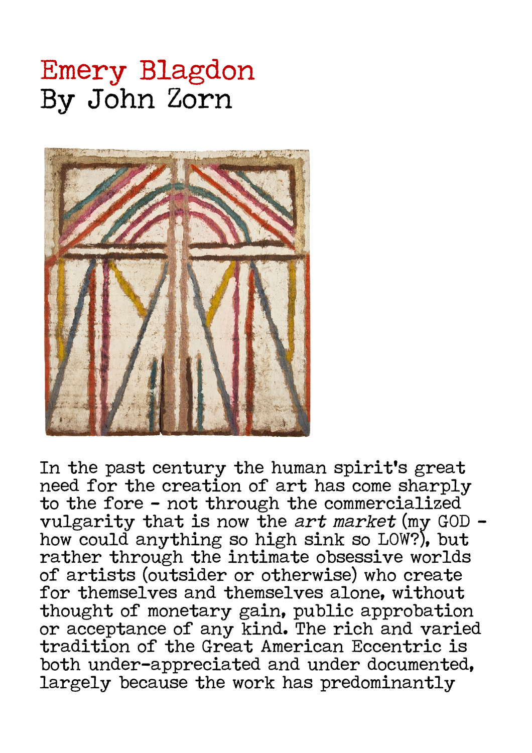# Emery Blagdon
## By John Zorn

In the past century the human spirit's great need for the creation of art has come sharply to the fore - not through the commercialized vulgarity that is now the *art market* (my GOD - how could anything so high sink so LOW?), but rather through the intimate obsessive worlds of artists (outsider or otherwise) who create for themselves and themselves alone, without thought of monetary gain, public approbation or acceptance of any kind. The rich and varied tradition of the Great American Eccentric is both under-appreciated and under documented, largely because the work has predominantly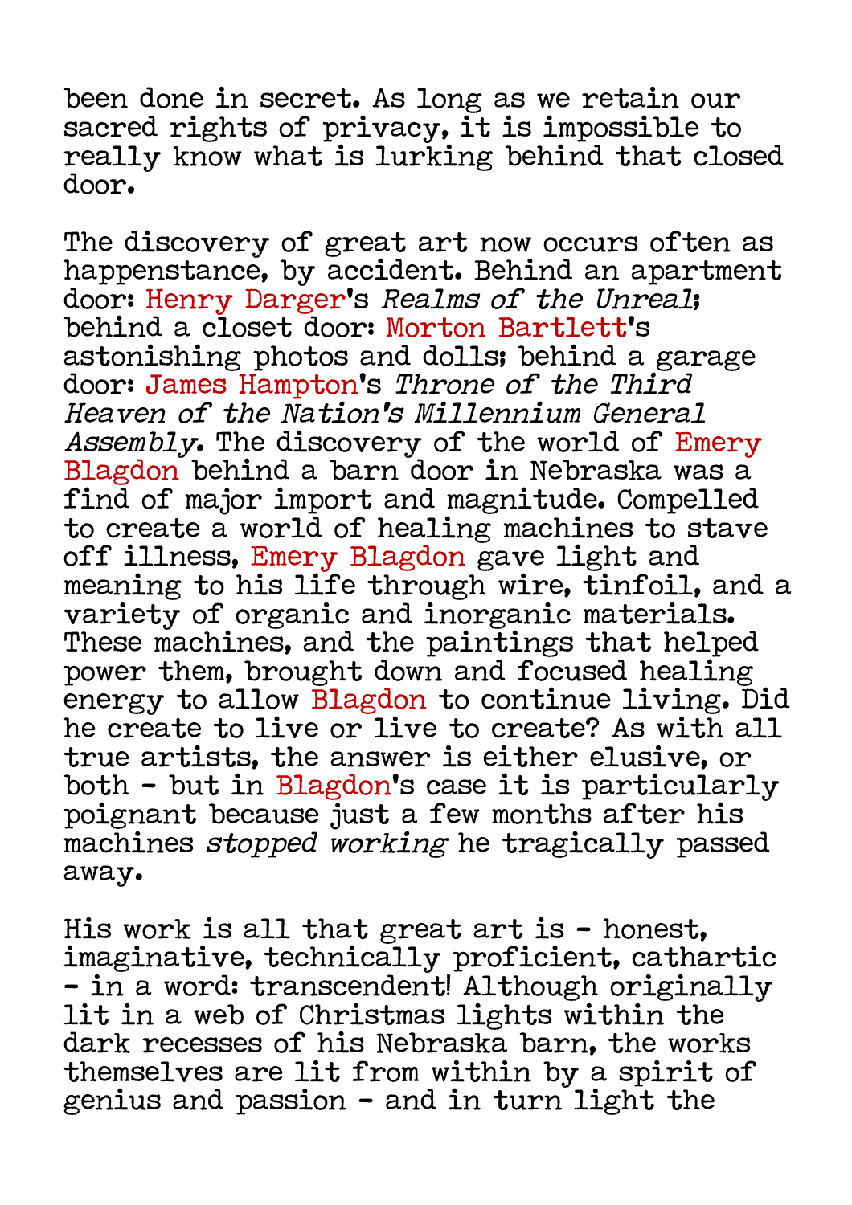been done in secret. As long as we retain our sacred rights of privacy, it is impossible to really know what is lurking behind that closed door.

The discovery of great art now occurs often as happenstance, by accident. Behind an apartment door: Henry Darger's *Realms of the Unreal*; behind a closet door: Morton Bartlett's astonishing photos and dolls; behind a garage door: James Hampton's *Throne of the Third Heaven of the Nation's Millennium General Assembly*. The discovery of the world of Emery Blagdon behind a barn door in Nebraska was a find of major import and magnitude. Compelled to create a world of healing machines to stave off illness, Emery Blagdon gave light and meaning to his life through wire, tinfoil, and a variety of organic and inorganic materials. These machines, and the paintings that helped power them, brought down and focused healing energy to allow Blagdon to continue living. Did he create to live or live to create? As with all true artists, the answer is either elusive, or both - but in Blagdon's case it is particularly poignant because just a few months after his machines *stopped working* he tragically passed away.

His work is all that great art is - honest, imaginative, technically proficient, cathartic - in a word: transcendent! Although originally lit in a web of Christmas lights within the dark recesses of his Nebraska barn, the works themselves are lit from within by a spirit of genius and passion - and in turn light the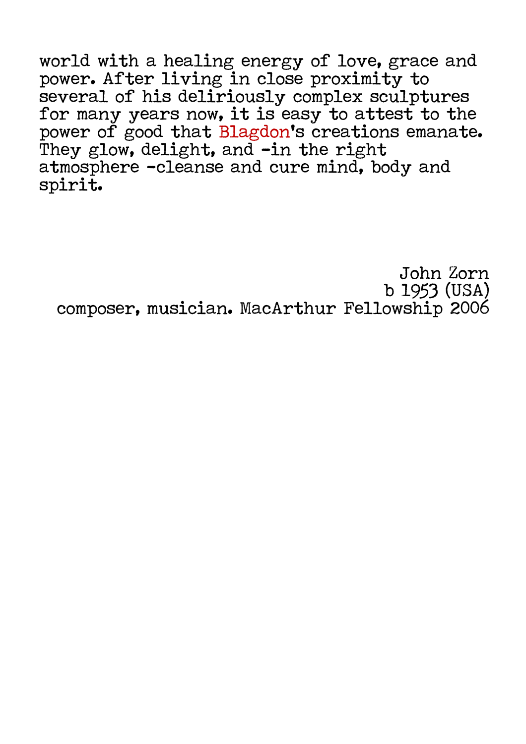world with a healing energy of love, grace and power. After living in close proximity to several of his deliriously complex sculptures for many years now, it is easy to attest to the power of good that Blagdon's creations emanate. They glow, delight, and -in the right atmosphere -cleanse and cure mind, body and spirit.

John Zorn  
b 1953 (USA)  
composer, musician. MacArthur Fellowship 2006